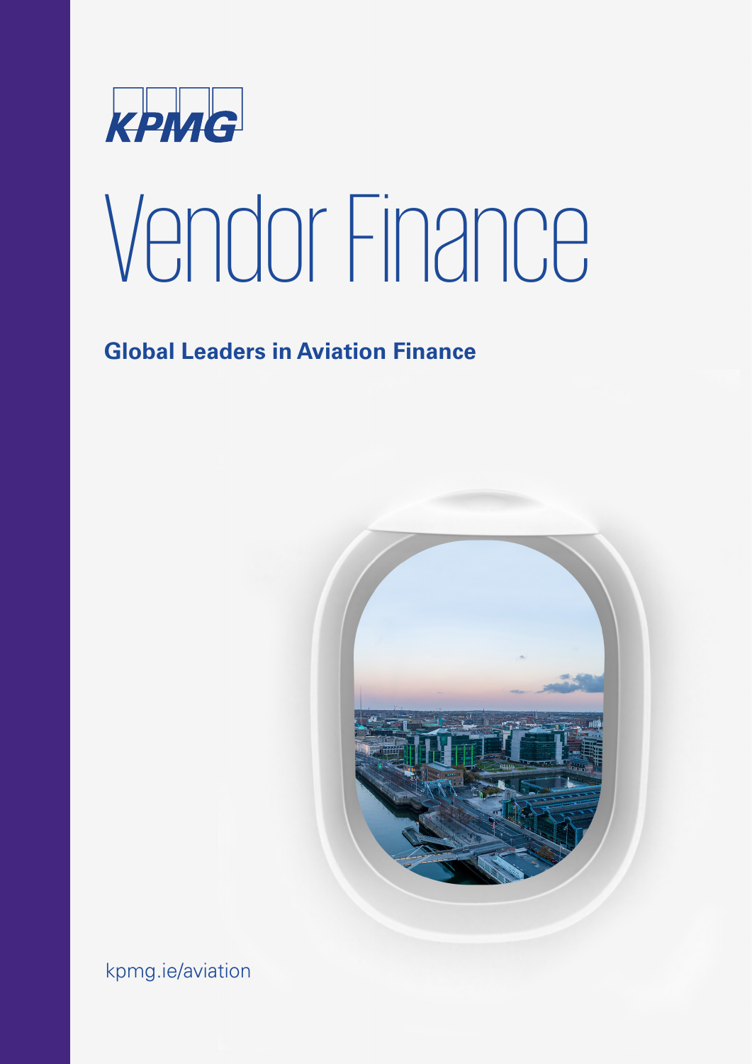KPMG

# Vendor Finance

**Global Leaders in Aviation Finance**

kpmg.ie/aviation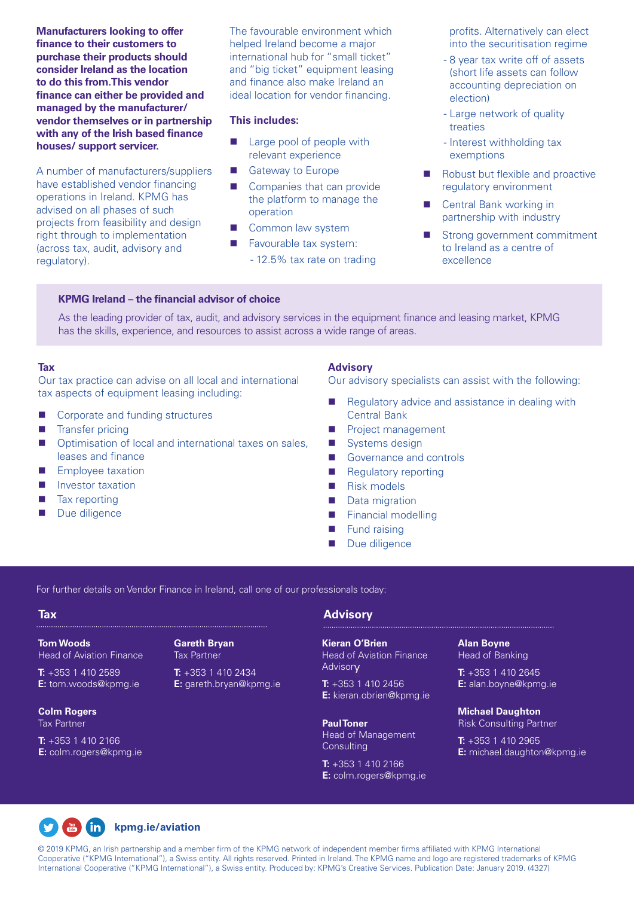**Manufacturers looking to offer finance to their customers to purchase their products should consider Ireland as the location to do this from.This vendor finance can either be provided and managed by the manufacturer/ vendor themselves or in partnership with any of the Irish based finance houses/ support servicer.**

A number of manufacturers/suppliers have established vendor financing operations in Ireland. KPMG has advised on all phases of such projects from feasibility and design right through to implementation (across tax, audit, advisory and regulatory).

The favourable environment which helped Ireland become a major international hub for "small ticket" and "big ticket" equipment leasing and finance also make Ireland an ideal location for vendor financing.

**This includes:**

- Large pool of people with relevant experience
- Gateway to Europe
- Companies that can provide the platform to manage the operation
- Common law system
- Favourable tax system:
  - 12.5% tax rate on trading profits. Alternatively can elect into the securitisation regime
  - 8 year tax write off of assets (short life assets can follow accounting depreciation on election)
  - Large network of quality treaties
  - Interest withholding tax exemptions
- Robust but flexible and proactive regulatory environment
- Central Bank working in partnership with industry
- Strong government commitment to Ireland as a centre of excellence

## KPMG Ireland – the financial advisor of choice

As the leading provider of tax, audit, and advisory services in the equipment finance and leasing market, KPMG has the skills, experience, and resources to assist across a wide range of areas.

### Tax

Our tax practice can advise on all local and international tax aspects of equipment leasing including:

- Corporate and funding structures
- Transfer pricing
- Optimisation of local and international taxes on sales, leases and finance
- Employee taxation
- Investor taxation
- Tax reporting
- Due diligence

### Advisory

Our advisory specialists can assist with the following:

- Regulatory advice and assistance in dealing with Central Bank
- Project management
- Systems design
- Governance and controls
- Regulatory reporting
- Risk models
- Data migration
- Financial modelling
- Fund raising
- Due diligence

For further details on Vendor Finance in Ireland, call one of our professionals today:

### Tax

**Tom Woods**
Head of Aviation Finance
**T:** +353 1 410 2589
**E:** tom.woods@kpmg.ie

**Gareth Bryan**
Tax Partner
**T:** +353 1 410 2434
**E:** gareth.bryan@kpmg.ie

**Colm Rogers**
Tax Partner
**T:** +353 1 410 2166
**E:** colm.rogers@kpmg.ie

### Advisory

**Kieran O'Brien**
Head of Aviation Finance Advisory
**T:** +353 1 410 2456
**E:** kieran.obrien@kpmg.ie

**Alan Boyne**
Head of Banking
**T:** +353 1 410 2645
**E:** alan.boyne@kpmg.ie

**Paul Toner**
Head of Management Consulting
**T:** +353 1 410 2166
**E:** colm.rogers@kpmg.ie

**Michael Daughton**
Risk Consulting Partner
**T:** +353 1 410 2965
**E:** michael.daughton@kpmg.ie

**kpmg.ie/aviation**

© 2019 KPMG, an Irish partnership and a member firm of the KPMG network of independent member firms affiliated with KPMG International Cooperative ("KPMG International"), a Swiss entity. All rights reserved. Printed in Ireland. The KPMG name and logo are registered trademarks of KPMG International Cooperative ("KPMG International"), a Swiss entity. Produced by: KPMG's Creative Services. Publication Date: January 2019. (4327)